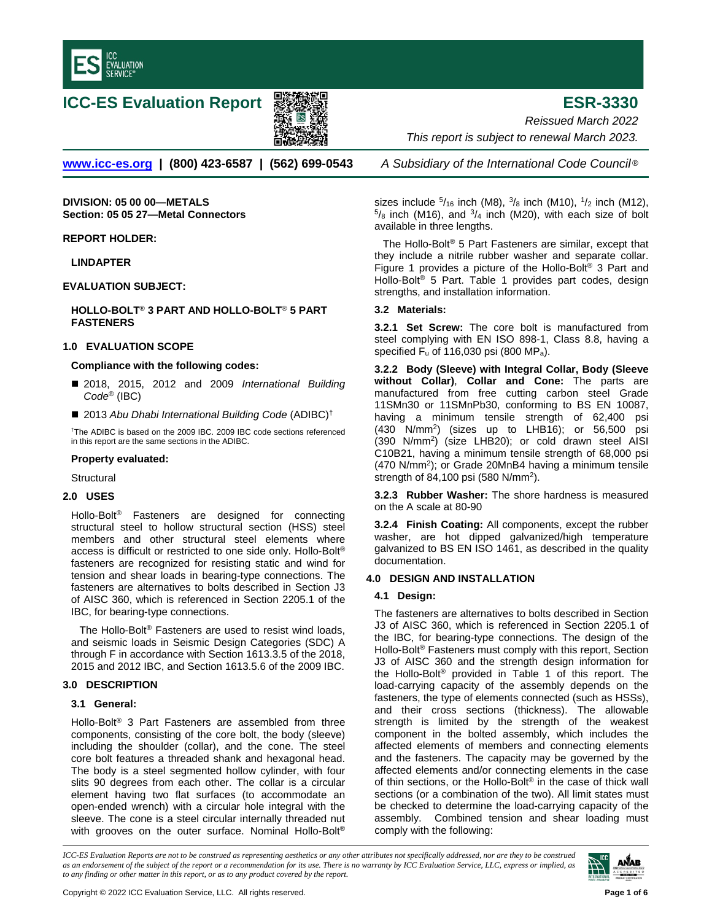# ICC-ES Evaluation Report

# ESR-3330

*Reissued March 2022*

*This report is subject to renewal March 2023.*

www.icc-es.org | (800) 423-6587 | (562) 699-0543 *A Subsidiary of the International Code Council®*

**DIVISION: 05 00 00—METALS**
**Section: 05 05 27—Metal Connectors**

**REPORT HOLDER:**

**LINDAPTER**

**EVALUATION SUBJECT:**

**HOLLO-BOLT® 3 PART AND HOLLO-BOLT® 5 PART FASTENERS**

## 1.0 EVALUATION SCOPE

**Compliance with the following codes:**

- 2018, 2015, 2012 and 2009 *International Building Code®* (IBC)
- 2013 *Abu Dhabi International Building Code* (ADIBC)†

†The ADIBC is based on the 2009 IBC. 2009 IBC code sections referenced in this report are the same sections in the ADIBC.

**Property evaluated:**

Structural

## 2.0 USES

Hollo-Bolt® Fasteners are designed for connecting structural steel to hollow structural section (HSS) steel members and other structural steel elements where access is difficult or restricted to one side only. Hollo-Bolt® fasteners are recognized for resisting static and wind for tension and shear loads in bearing-type connections. The fasteners are alternatives to bolts described in Section J3 of AISC 360, which is referenced in Section 2205.1 of the IBC, for bearing-type connections.

The Hollo-Bolt® Fasteners are used to resist wind loads, and seismic loads in Seismic Design Categories (SDC) A through F in accordance with Section 1613.3.5 of the 2018, 2015 and 2012 IBC, and Section 1613.5.6 of the 2009 IBC.

## 3.0 DESCRIPTION

### 3.1 General:

Hollo-Bolt® 3 Part Fasteners are assembled from three components, consisting of the core bolt, the body (sleeve) including the shoulder (collar), and the cone. The steel core bolt features a threaded shank and hexagonal head. The body is a steel segmented hollow cylinder, with four slits 90 degrees from each other. The collar is a circular element having two flat surfaces (to accommodate an open-ended wrench) with a circular hole integral with the sleeve. The cone is a steel circular internally threaded nut with grooves on the outer surface. Nominal Hollo-Bolt® sizes include $^5/_{16}$ inch (M8), $^3/_8$ inch (M10), $^1/_2$ inch (M12), $^5/_8$ inch (M16), and $^3/_4$ inch (M20), with each size of bolt available in three lengths.

The Hollo-Bolt® 5 Part Fasteners are similar, except that they include a nitrile rubber washer and separate collar. Figure 1 provides a picture of the Hollo-Bolt® 3 Part and Hollo-Bolt® 5 Part. Table 1 provides part codes, design strengths, and installation information.

### 3.2 Materials:

**3.2.1 Set Screw:** The core bolt is manufactured from steel complying with EN ISO 898-1, Class 8.8, having a specified $F_u$ of 116,030 psi (800 $MP_a$).

**3.2.2 Body (Sleeve) with Integral Collar, Body (Sleeve without Collar)**, **Collar and Cone:** The parts are manufactured from free cutting carbon steel Grade 11SMn30 or 11SMnPb30, conforming to BS EN 10087, having a minimum tensile strength of 62,400 psi (430 $N/mm^2$) (sizes up to LHB16); or 56,500 psi (390 $N/mm^2$) (size LHB20); or cold drawn steel AISI C10B21, having a minimum tensile strength of 68,000 psi (470 $N/mm^2$); or Grade 20MnB4 having a minimum tensile strength of 84,100 psi (580 $N/mm^2$).

**3.2.3 Rubber Washer:** The shore hardness is measured on the A scale at 80-90

**3.2.4 Finish Coating:** All components, except the rubber washer, are hot dipped galvanized/high temperature galvanized to BS EN ISO 1461, as described in the quality documentation.

## 4.0 DESIGN AND INSTALLATION

### 4.1 Design:

The fasteners are alternatives to bolts described in Section J3 of AISC 360, which is referenced in Section 2205.1 of the IBC, for bearing-type connections. The design of the Hollo-Bolt® Fasteners must comply with this report, Section J3 of AISC 360 and the strength design information for the Hollo-Bolt® provided in Table 1 of this report. The load-carrying capacity of the assembly depends on the fasteners, the type of elements connected (such as HSSs), and their cross sections (thickness). The allowable strength is limited by the strength of the weakest component in the bolted assembly, which includes the affected elements of members and connecting elements and the fasteners. The capacity may be governed by the affected elements and/or connecting elements in the case of thin sections, or the Hollo-Bolt® in the case of thick wall sections (or a combination of the two). All limit states must be checked to determine the load-carrying capacity of the assembly. Combined tension and shear loading must comply with the following:

*ICC-ES Evaluation Reports are not to be construed as representing aesthetics or any other attributes not specifically addressed, nor are they to be construed as an endorsement of the subject of the report or a recommendation for its use. There is no warranty by ICC Evaluation Service, LLC, express or implied, as to any finding or other matter in this report, or as to any product covered by the report.*

Copyright © 2022 ICC Evaluation Service, LLC. All rights reserved.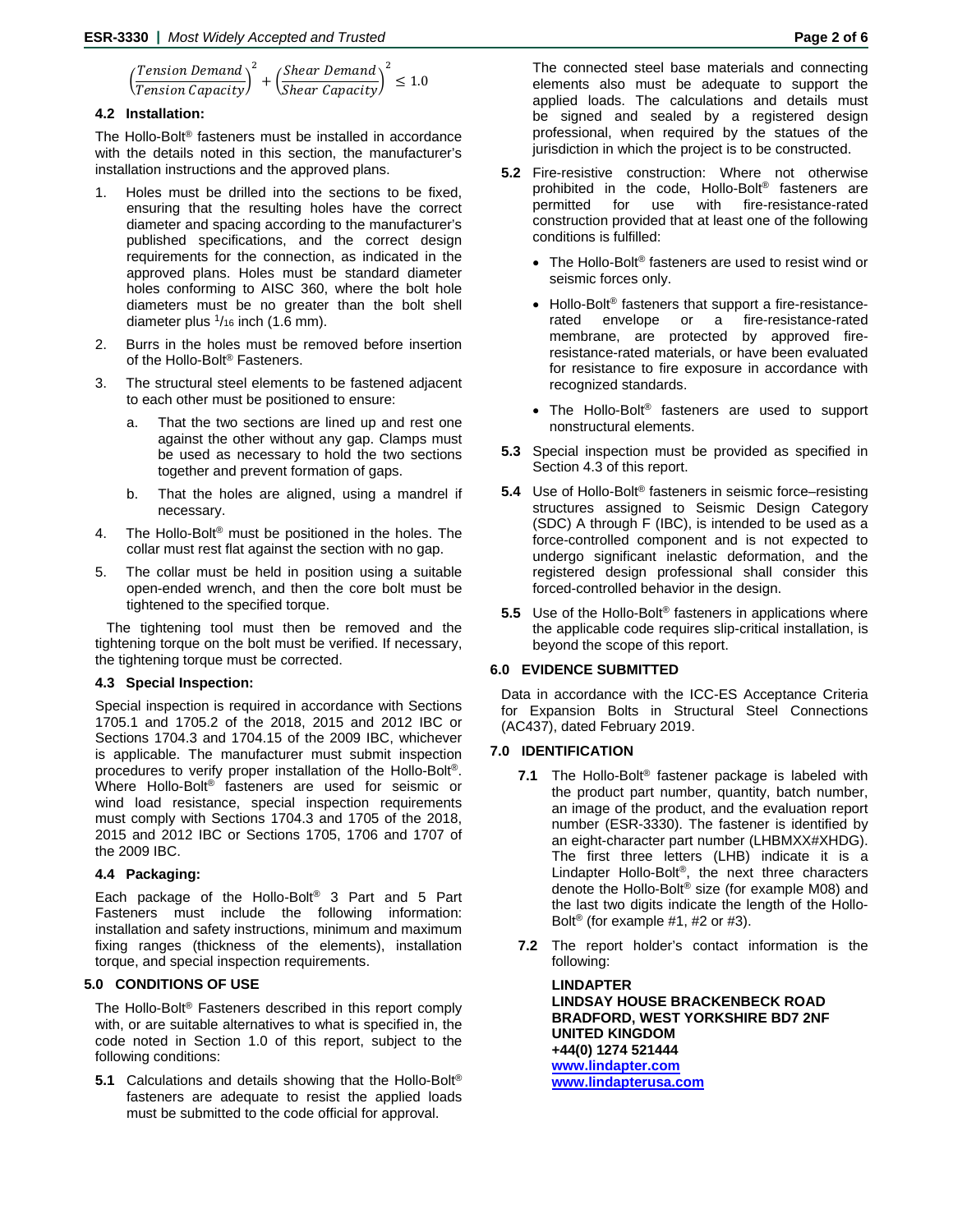$$\left(\frac{Tension\ Demand}{Tension\ Capacity}\right)^2 + \left(\frac{Shear\ Demand}{Shear\ Capacity}\right)^2 \leq 1.0$$

### 4.2 Installation:

The Hollo-Bolt® fasteners must be installed in accordance with the details noted in this section, the manufacturer's installation instructions and the approved plans.

1. Holes must be drilled into the sections to be fixed, ensuring that the resulting holes have the correct diameter and spacing according to the manufacturer's published specifications, and the correct design requirements for the connection, as indicated in the approved plans. Holes must be standard diameter holes conforming to AISC 360, where the bolt hole diameters must be no greater than the bolt shell diameter plus $^1/_{16}$ inch (1.6 mm).
2. Burrs in the holes must be removed before insertion of the Hollo-Bolt® Fasteners.
3. The structural steel elements to be fastened adjacent to each other must be positioned to ensure:
   a. That the two sections are lined up and rest one against the other without any gap. Clamps must be used as necessary to hold the two sections together and prevent formation of gaps.
   b. That the holes are aligned, using a mandrel if necessary.
4. The Hollo-Bolt® must be positioned in the holes. The collar must rest flat against the section with no gap.
5. The collar must be held in position using a suitable open-ended wrench, and then the core bolt must be tightened to the specified torque.

The tightening tool must then be removed and the tightening torque on the bolt must be verified. If necessary, the tightening torque must be corrected.

### 4.3 Special Inspection:

Special inspection is required in accordance with Sections 1705.1 and 1705.2 of the 2018, 2015 and 2012 IBC or Sections 1704.3 and 1704.15 of the 2009 IBC, whichever is applicable. The manufacturer must submit inspection procedures to verify proper installation of the Hollo-Bolt®. Where Hollo-Bolt® fasteners are used for seismic or wind load resistance, special inspection requirements must comply with Sections 1704.3 and 1705 of the 2018, 2015 and 2012 IBC or Sections 1705, 1706 and 1707 of the 2009 IBC.

### 4.4 Packaging:

Each package of the Hollo-Bolt® 3 Part and 5 Part Fasteners must include the following information: installation and safety instructions, minimum and maximum fixing ranges (thickness of the elements), installation torque, and special inspection requirements.

## 5.0 CONDITIONS OF USE

The Hollo-Bolt® Fasteners described in this report comply with, or are suitable alternatives to what is specified in, the code noted in Section 1.0 of this report, subject to the following conditions:

**5.1** Calculations and details showing that the Hollo-Bolt® fasteners are adequate to resist the applied loads must be submitted to the code official for approval. The connected steel base materials and connecting elements also must be adequate to support the applied loads. The calculations and details must be signed and sealed by a registered design professional, when required by the statues of the jurisdiction in which the project is to be constructed.

**5.2** Fire-resistive construction: Where not otherwise prohibited in the code, Hollo-Bolt® fasteners are permitted for use with fire-resistance-rated construction provided that at least one of the following conditions is fulfilled:

- The Hollo-Bolt® fasteners are used to resist wind or seismic forces only.
- Hollo-Bolt® fasteners that support a fire-resistance-rated envelope or a fire-resistance-rated membrane, are protected by approved fire-resistance-rated materials, or have been evaluated for resistance to fire exposure in accordance with recognized standards.
- The Hollo-Bolt® fasteners are used to support nonstructural elements.

**5.3** Special inspection must be provided as specified in Section 4.3 of this report.

**5.4** Use of Hollo-Bolt® fasteners in seismic force–resisting structures assigned to Seismic Design Category (SDC) A through F (IBC), is intended to be used as a force-controlled component and is not expected to undergo significant inelastic deformation, and the registered design professional shall consider this forced-controlled behavior in the design.

**5.5** Use of the Hollo-Bolt® fasteners in applications where the applicable code requires slip-critical installation, is beyond the scope of this report.

## 6.0 EVIDENCE SUBMITTED

Data in accordance with the ICC-ES Acceptance Criteria for Expansion Bolts in Structural Steel Connections (AC437), dated February 2019.

## 7.0 IDENTIFICATION

**7.1** The Hollo-Bolt® fastener package is labeled with the product part number, quantity, batch number, an image of the product, and the evaluation report number (ESR-3330). The fastener is identified by an eight-character part number (LHBMXX#XHDG). The first three letters (LHB) indicate it is a Lindapter Hollo-Bolt®, the next three characters denote the Hollo-Bolt® size (for example M08) and the last two digits indicate the length of the Hollo-Bolt® (for example #1, #2 or #3).

**7.2** The report holder's contact information is the following:

**LINDAPTER**
**LINDSAY HOUSE BRACKENBECK ROAD**
**BRADFORD, WEST YORKSHIRE BD7 2NF**
**UNITED KINGDOM**
**+44(0) 1274 521444**
**www.lindapter.com**
**www.lindapterusa.com**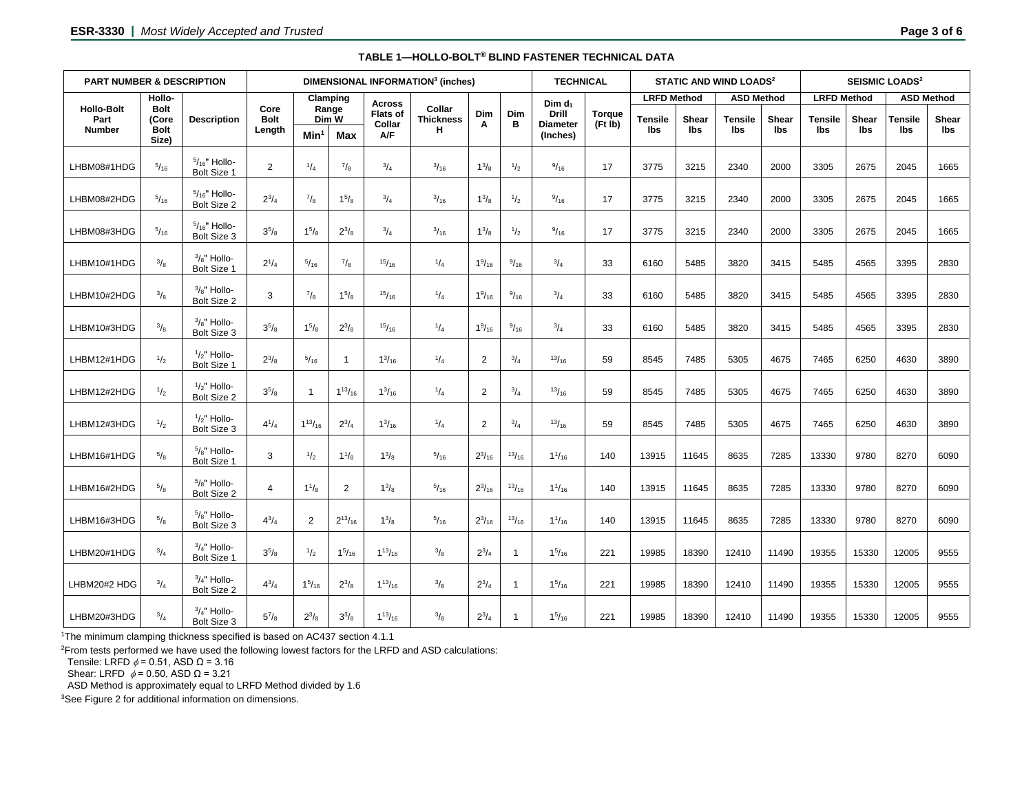**TABLE 1—HOLLO-BOLT® BLIND FASTENER TECHNICAL DATA**

| PART NUMBER & DESCRIPTION | | | DIMENSIONAL INFORMATION[3] (inches) | | | | | | | TECHNICAL | | STATIC AND WIND LOADS[2] | | | | SEISMIC LOADS[2] | | | |
|---|---|---|---|---|---|---|---|---|---|---|---|---|---|---|---|---|---|---|---|
| | | | | | | | | | | | | LRFD Method | | ASD Method | | LRFD Method | | ASD Method | |
| Hollo-Bolt Part Number | Hollo-Bolt (Core Bolt Size) | Description | Core Bolt Length | Clamping Range Dim W Min[1] | Clamping Range Dim W Max | Across Flats of Collar A/F | Collar Thickness H | Dim A | Dim B | Dim $d_1$ Drill Diameter (Inches) | Torque (Ft lb) | Tensile lbs | Shear lbs | Tensile lbs | Shear lbs | Tensile lbs | Shear lbs | Tensile lbs | Shear lbs |
| LHBM08#1HDG | 5/16 | 5/16" Hollo-Bolt Size 1 | 2 | 1/4 | 7/8 | 3/4 | 3/16 | 1 3/8 | 1/2 | 9/16 | 17 | 3775 | 3215 | 2340 | 2000 | 3305 | 2675 | 2045 | 1665 |
| LHBM08#2HDG | 5/16 | 5/16" Hollo-Bolt Size 2 | 2 3/4 | 7/8 | 1 5/8 | 3/4 | 3/16 | 1 3/8 | 1/2 | 9/16 | 17 | 3775 | 3215 | 2340 | 2000 | 3305 | 2675 | 2045 | 1665 |
| LHBM08#3HDG | 5/16 | 5/16" Hollo-Bolt Size 3 | 3 5/8 | 1 5/8 | 2 3/8 | 3/4 | 3/16 | 1 3/8 | 1/2 | 9/16 | 17 | 3775 | 3215 | 2340 | 2000 | 3305 | 2675 | 2045 | 1665 |
| LHBM10#1HDG | 3/8 | 3/8" Hollo-Bolt Size 1 | 2 1/4 | 5/16 | 7/8 | 15/16 | 1/4 | 1 9/16 | 9/16 | 3/4 | 33 | 6160 | 5485 | 3820 | 3415 | 5485 | 4565 | 3395 | 2830 |
| LHBM10#2HDG | 3/8 | 3/8" Hollo-Bolt Size 2 | 3 | 7/8 | 1 5/8 | 15/16 | 1/4 | 1 9/16 | 9/16 | 3/4 | 33 | 6160 | 5485 | 3820 | 3415 | 5485 | 4565 | 3395 | 2830 |
| LHBM10#3HDG | 3/8 | 3/8" Hollo-Bolt Size 3 | 3 5/8 | 1 5/8 | 2 3/8 | 15/16 | 1/4 | 1 9/16 | 9/16 | 3/4 | 33 | 6160 | 5485 | 3820 | 3415 | 5485 | 4565 | 3395 | 2830 |
| LHBM12#1HDG | 1/2 | 1/2" Hollo-Bolt Size 1 | 2 3/8 | 5/16 | 1 | 1 3/16 | 1/4 | 2 | 3/4 | 13/16 | 59 | 8545 | 7485 | 5305 | 4675 | 7465 | 6250 | 4630 | 3890 |
| LHBM12#2HDG | 1/2 | 1/2" Hollo-Bolt Size 2 | 3 5/8 | 1 | 1 13/16 | 1 3/16 | 1/4 | 2 | 3/4 | 13/16 | 59 | 8545 | 7485 | 5305 | 4675 | 7465 | 6250 | 4630 | 3890 |
| LHBM12#3HDG | 1/2 | 1/2" Hollo-Bolt Size 3 | 4 1/4 | 1 13/16 | 2 3/4 | 1 3/16 | 1/4 | 2 | 3/4 | 13/16 | 59 | 8545 | 7485 | 5305 | 4675 | 7465 | 6250 | 4630 | 3890 |
| LHBM16#1HDG | 5/8 | 5/8" Hollo-Bolt Size 1 | 3 | 1/2 | 1 1/8 | 1 3/8 | 5/16 | 2 3/16 | 13/16 | 1 1/16 | 140 | 13915 | 11645 | 8635 | 7285 | 13330 | 9780 | 8270 | 6090 |
| LHBM16#2HDG | 5/8 | 5/8" Hollo-Bolt Size 2 | 4 | 1 1/8 | 2 | 1 3/8 | 5/16 | 2 3/16 | 13/16 | 1 1/16 | 140 | 13915 | 11645 | 8635 | 7285 | 13330 | 9780 | 8270 | 6090 |
| LHBM16#3HDG | 5/8 | 5/8" Hollo-Bolt Size 3 | 4 3/4 | 2 | 2 13/16 | 1 3/8 | 5/16 | 2 3/16 | 13/16 | 1 1/16 | 140 | 13915 | 11645 | 8635 | 7285 | 13330 | 9780 | 8270 | 6090 |
| LHBM20#1HDG | 3/4 | 3/4" Hollo-Bolt Size 1 | 3 5/8 | 1/2 | 1 5/16 | 1 13/16 | 3/8 | 2 3/4 | 1 | 1 5/16 | 221 | 19985 | 18390 | 12410 | 11490 | 19355 | 15330 | 12005 | 9555 |
| LHBM20#2 HDG | 3/4 | 3/4" Hollo-Bolt Size 2 | 4 3/4 | 1 5/16 | 2 3/8 | 1 13/16 | 3/8 | 2 3/4 | 1 | 1 5/16 | 221 | 19985 | 18390 | 12410 | 11490 | 19355 | 15330 | 12005 | 9555 |
| LHBM20#3HDG | 3/4 | 3/4" Hollo-Bolt Size 3 | 5 7/8 | 2 3/8 | 3 3/8 | 1 13/16 | 3/8 | 2 3/4 | 1 | 1 5/16 | 221 | 19985 | 18390 | 12410 | 11490 | 19355 | 15330 | 12005 | 9555 |

[1]The minimum clamping thickness specified is based on AC437 section 4.1.1

[2]From tests performed we have used the following lowest factors for the LRFD and ASD calculations:

Tensile: LRFD $\phi = 0.51$, ASD $\Omega = 3.16$

Shear: LRFD $\phi = 0.50$, ASD $\Omega = 3.21$

ASD Method is approximately equal to LRFD Method divided by 1.6

[3]See Figure 2 for additional information on dimensions.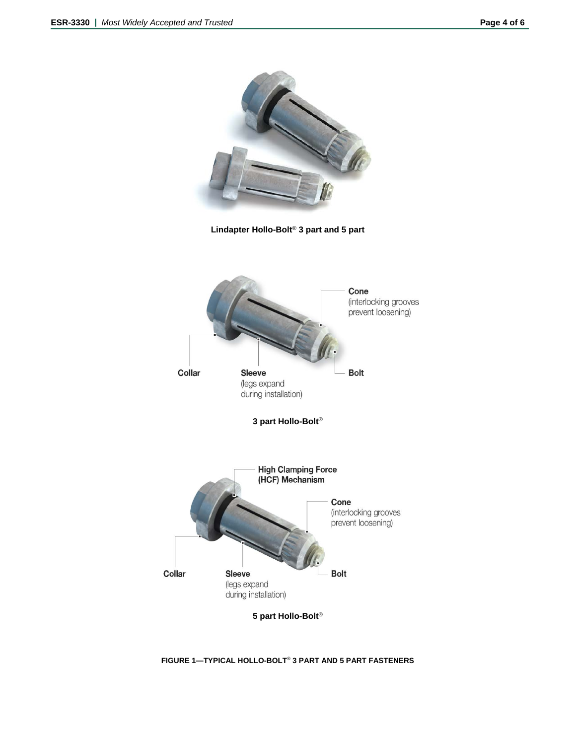Lindapter Hollo-Bolt® 3 part and 5 part

Cone
(interlocking grooves prevent loosening)

Collar

Sleeve
(legs expand during installation)

Bolt

3 part Hollo-Bolt®

High Clamping Force (HCF) Mechanism

Cone
(interlocking grooves prevent loosening)

Collar

Sleeve
(legs expand during installation)

Bolt

5 part Hollo-Bolt®

**FIGURE 1—TYPICAL HOLLO-BOLT® 3 PART AND 5 PART FASTENERS**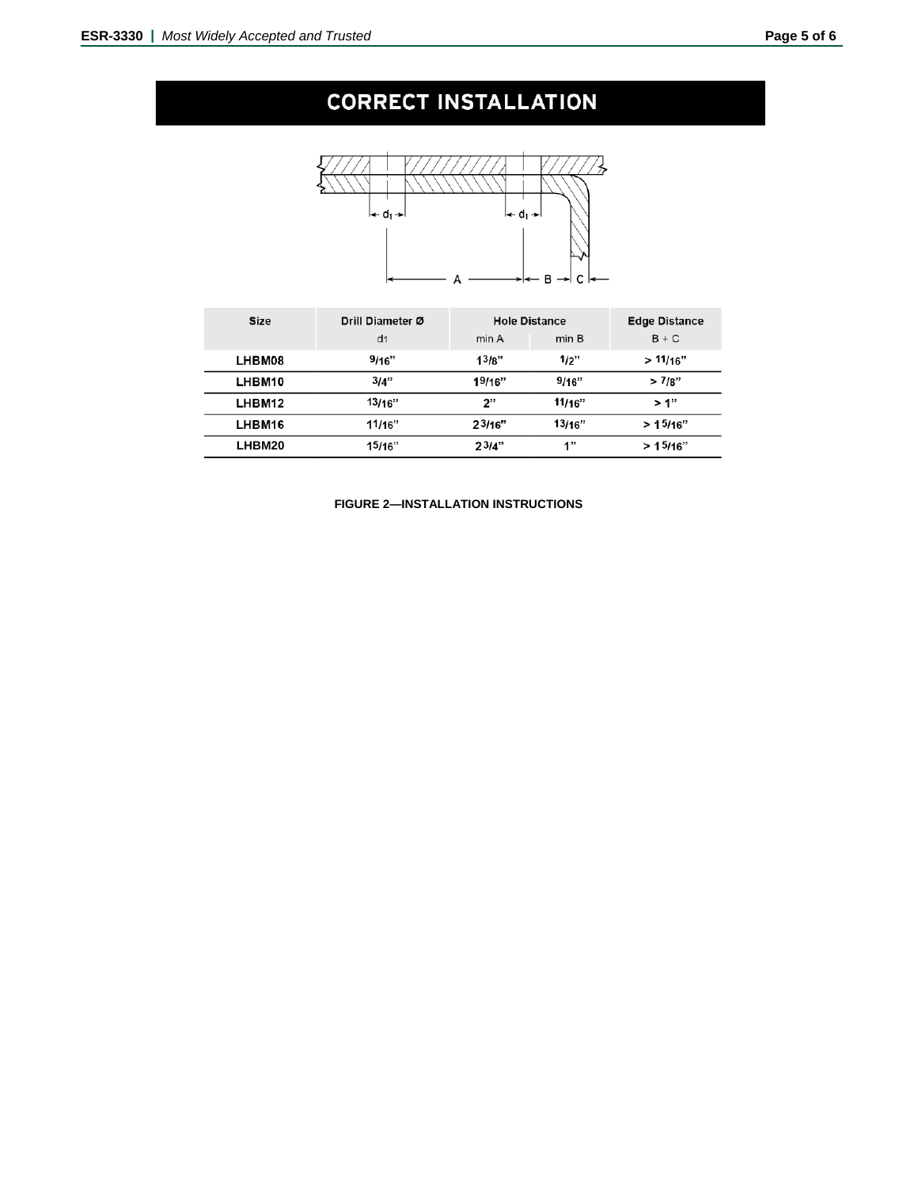# CORRECT INSTALLATION

| Size | Drill Diameter Ø | Hole Distance | | Edge Distance |
|---|---|---|---|---|
| | $d_1$ | min A | min B | B + C |
| LHBM08 | 9/16" | 1 3/8" | 1/2" | > 11/16" |
| LHBM10 | 3/4" | 1 9/16" | 9/16" | > 7/8" |
| LHBM12 | 13/16" | 2" | 11/16" | > 1" |
| LHBM16 | 1 1/16" | 2 3/16" | 13/16" | > 1 5/16" |
| LHBM20 | 1 5/16" | 2 3/4" | 1" | > 1 5/16" |

**FIGURE 2—INSTALLATION INSTRUCTIONS**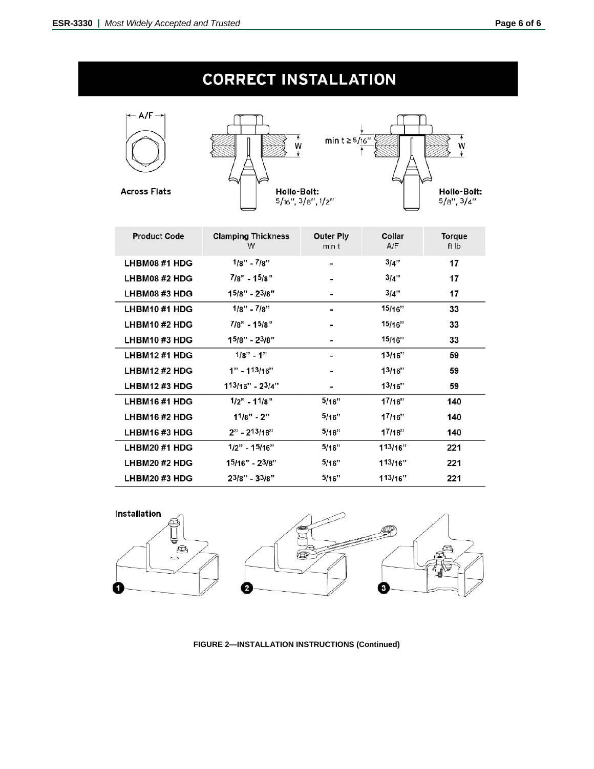# CORRECT INSTALLATION

A/F

Across Flats

W

Hollo-Bolt:
5/16", 3/8", 1/2"

min t ≥ 5/16"

W

Hollo-Bolt:
5/8", 3/4"

| Product Code | Clamping Thickness W | Outer Ply min t | Collar A/F | Torque ft lb |
|---|---|---|---|---|
| LHBM08 #1 HDG | 1/8" - 7/8" | - | 3/4" | 17 |
| LHBM08 #2 HDG | 7/8" - 15/8" | - | 3/4" | 17 |
| LHBM08 #3 HDG | 15/8" - 23/8" | - | 3/4" | 17 |
| LHBM10 #1 HDG | 1/8" - 7/8" | - | 15/16" | 33 |
| LHBM10 #2 HDG | 7/8" - 15/8" | - | 15/16" | 33 |
| LHBM10 #3 HDG | 15/8" - 23/8" | - | 15/16" | 33 |
| LHBM12 #1 HDG | 1/8" - 1" | - | 13/16" | 59 |
| LHBM12 #2 HDG | 1" - 113/16" | - | 13/16" | 59 |
| LHBM12 #3 HDG | 113/16" - 23/4" | - | 13/16" | 59 |
| LHBM16 #1 HDG | 1/2" - 11/8" | 5/16" | 17/16" | 140 |
| LHBM16 #2 HDG | 11/8" - 2" | 5/16" | 17/16" | 140 |
| LHBM16 #3 HDG | 2" - 213/16" | 5/16" | 17/16" | 140 |
| LHBM20 #1 HDG | 1/2" - 15/16" | 5/16" | 113/16" | 221 |
| LHBM20 #2 HDG | 15/16" - 23/8" | 5/16" | 113/16" | 221 |
| LHBM20 #3 HDG | 23/8" - 33/8" | 5/16" | 113/16" | 221 |

Installation

1

2

3

FIGURE 2—INSTALLATION INSTRUCTIONS (Continued)